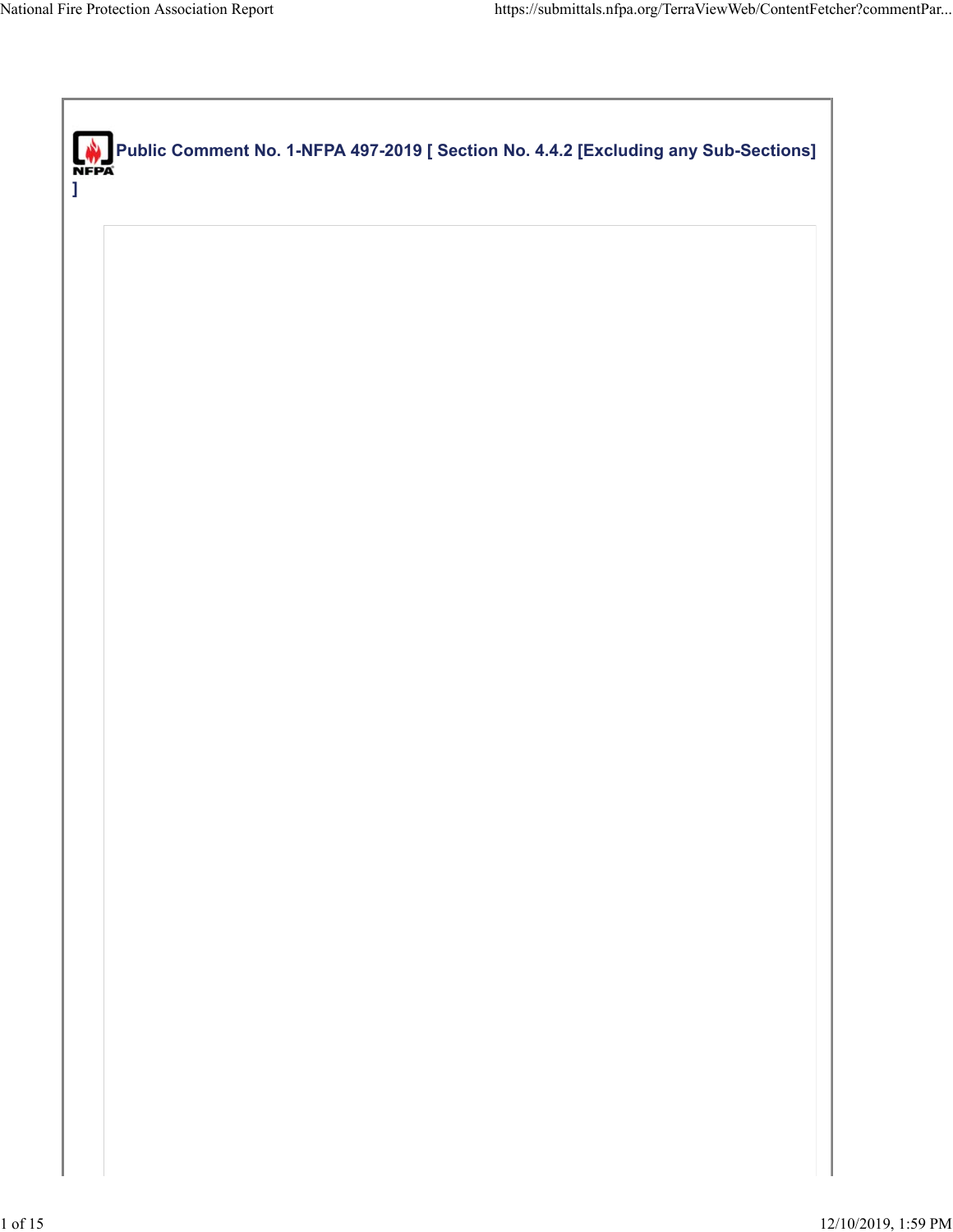## Public Comment No. 1-NFPA 497-2019 [ Section No. 4.4.2 [Excluding any Sub-Sections] ]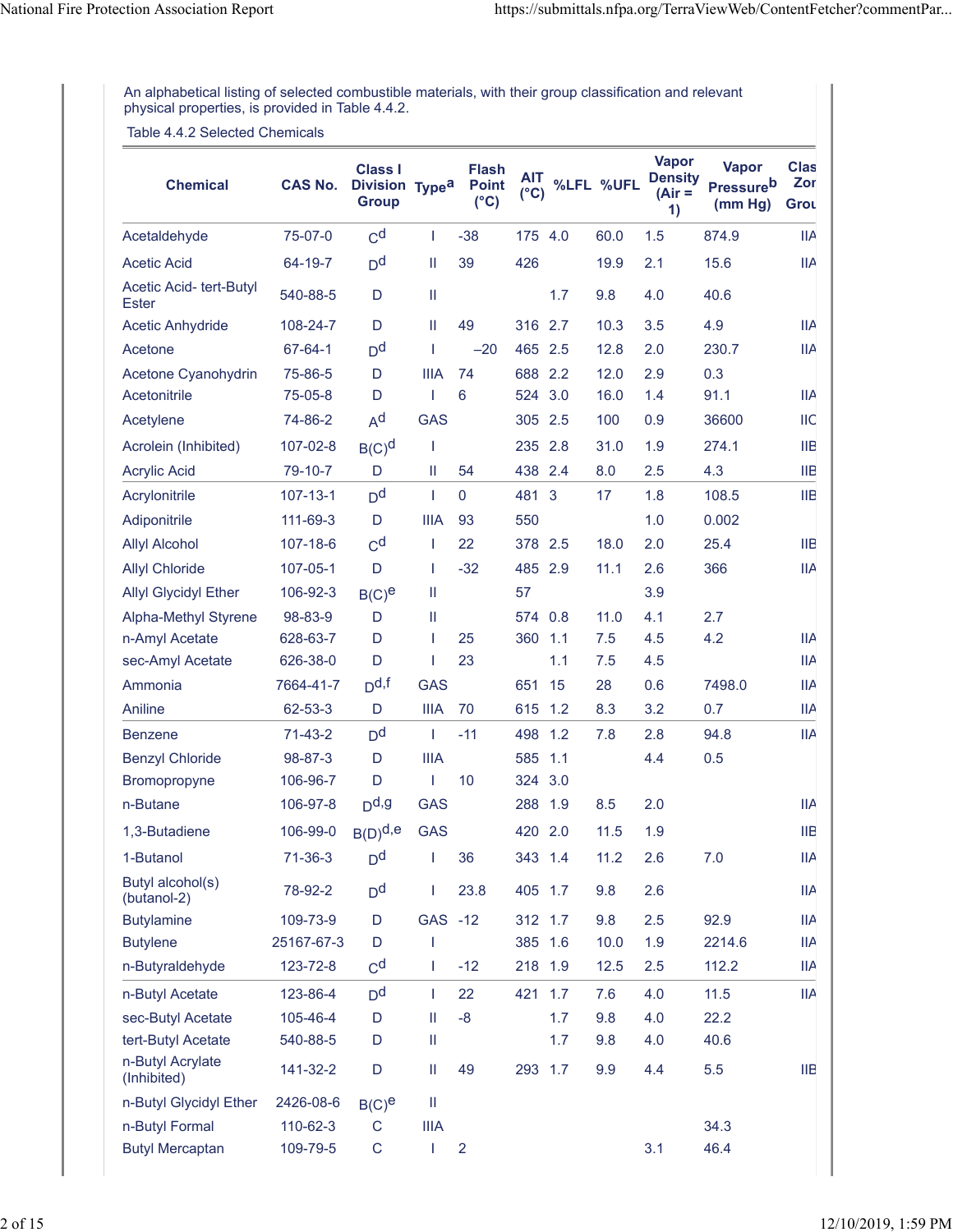An alphabetical listing of selected combustible materials, with their group classification and relevant physical properties, is provided in Table 4.4.2.

Table 4.4.2 Selected Chemicals

| Chemical | CAS No. | Class I Division Group | Type[a] | Flash Point (°C) | AIT (°C) | %LFL | %UFL | Vapor Density (Air = 1) | Vapor Pressure[b] (mm Hg) | Class Zone Group |
|---|---|---|---|---|---|---|---|---|---|---|
| Acetaldehyde | 75-07-0 | C[d] | I | -38 | 175 | 4.0 | 60.0 | 1.5 | 874.9 | IIA |
| Acetic Acid | 64-19-7 | D[d] | II | 39 | 426 | | 19.9 | 2.1 | 15.6 | IIA |
| Acetic Acid- tert-Butyl Ester | 540-88-5 | D | II | | | 1.7 | 9.8 | 4.0 | 40.6 | |
| Acetic Anhydride | 108-24-7 | D | II | 49 | 316 | 2.7 | 10.3 | 3.5 | 4.9 | IIA |
| Acetone | 67-64-1 | D[d] | I | –20 | 465 | 2.5 | 12.8 | 2.0 | 230.7 | IIA |
| Acetone Cyanohydrin | 75-86-5 | D | IIIA | 74 | 688 | 2.2 | 12.0 | 2.9 | 0.3 | |
| Acetonitrile | 75-05-8 | D | I | 6 | 524 | 3.0 | 16.0 | 1.4 | 91.1 | IIA |
| Acetylene | 74-86-2 | A[d] | GAS | | 305 | 2.5 | 100 | 0.9 | 36600 | IIC |
| Acrolein (Inhibited) | 107-02-8 | B(C)[d] | I | | 235 | 2.8 | 31.0 | 1.9 | 274.1 | IIB |
| Acrylic Acid | 79-10-7 | D | II | 54 | 438 | 2.4 | 8.0 | 2.5 | 4.3 | IIB |
| Acrylonitrile | 107-13-1 | D[d] | I | 0 | 481 | 3 | 17 | 1.8 | 108.5 | IIB |
| Adiponitrile | 111-69-3 | D | IIIA | 93 | 550 | | | 1.0 | 0.002 | |
| Allyl Alcohol | 107-18-6 | C[d] | I | 22 | 378 | 2.5 | 18.0 | 2.0 | 25.4 | IIB |
| Allyl Chloride | 107-05-1 | D | I | -32 | 485 | 2.9 | 11.1 | 2.6 | 366 | IIA |
| Allyl Glycidyl Ether | 106-92-3 | B(C)[e] | II | | 57 | | | 3.9 | | |
| Alpha-Methyl Styrene | 98-83-9 | D | II | | 574 | 0.8 | 11.0 | 4.1 | 2.7 | |
| n-Amyl Acetate | 628-63-7 | D | I | 25 | 360 | 1.1 | 7.5 | 4.5 | 4.2 | IIA |
| sec-Amyl Acetate | 626-38-0 | D | I | 23 | | 1.1 | 7.5 | 4.5 | | IIA |
| Ammonia | 7664-41-7 | D[d,f] | GAS | | 651 | 15 | 28 | 0.6 | 7498.0 | IIA |
| Aniline | 62-53-3 | D | IIIA | 70 | 615 | 1.2 | 8.3 | 3.2 | 0.7 | IIA |
| Benzene | 71-43-2 | D[d] | I | -11 | 498 | 1.2 | 7.8 | 2.8 | 94.8 | IIA |
| Benzyl Chloride | 98-87-3 | D | IIIA | | 585 | 1.1 | | 4.4 | 0.5 | |
| Bromopropyne | 106-96-7 | D | I | 10 | 324 | 3.0 | | | | |
| n-Butane | 106-97-8 | D[d,g] | GAS | | 288 | 1.9 | 8.5 | 2.0 | | IIA |
| 1,3-Butadiene | 106-99-0 | B(D)[d,e] | GAS | | 420 | 2.0 | 11.5 | 1.9 | | IIB |
| 1-Butanol | 71-36-3 | D[d] | I | 36 | 343 | 1.4 | 11.2 | 2.6 | 7.0 | IIA |
| Butyl alcohol(s) (butanol-2) | 78-92-2 | D[d] | I | 23.8 | 405 | 1.7 | 9.8 | 2.6 | | IIA |
| Butylamine | 109-73-9 | D | GAS | -12 | 312 | 1.7 | 9.8 | 2.5 | 92.9 | IIA |
| Butylene | 25167-67-3 | D | I | | 385 | 1.6 | 10.0 | 1.9 | 2214.6 | IIA |
| n-Butyraldehyde | 123-72-8 | C[d] | I | -12 | 218 | 1.9 | 12.5 | 2.5 | 112.2 | IIA |
| n-Butyl Acetate | 123-86-4 | D[d] | I | 22 | 421 | 1.7 | 7.6 | 4.0 | 11.5 | IIA |
| sec-Butyl Acetate | 105-46-4 | D | II | -8 | | 1.7 | 9.8 | 4.0 | 22.2 | |
| tert-Butyl Acetate | 540-88-5 | D | II | | | 1.7 | 9.8 | 4.0 | 40.6 | |
| n-Butyl Acrylate (Inhibited) | 141-32-2 | D | II | 49 | 293 | 1.7 | 9.9 | 4.4 | 5.5 | IIB |
| n-Butyl Glycidyl Ether | 2426-08-6 | B(C)[e] | II | | | | | | | |
| n-Butyl Formal | 110-62-3 | C | IIIA | | | | | | 34.3 | |
| Butyl Mercaptan | 109-79-5 | C | I | 2 | | | | 3.1 | 46.4 | |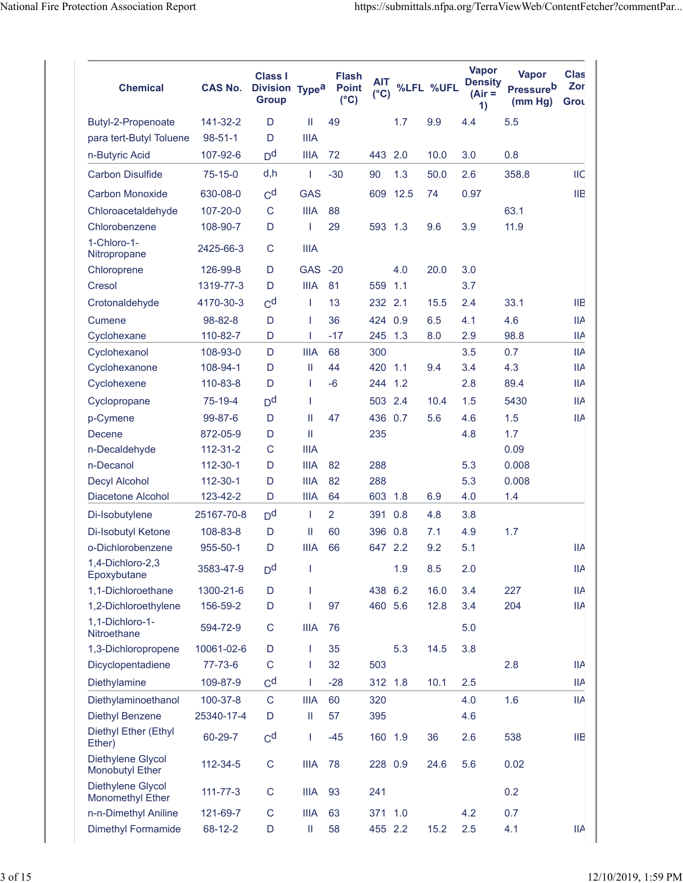| Chemical | CAS No. | Class I Division Group | Type[a] | Flash Point (°C) | AIT (°C) | %LFL | %UFL | Vapor Density (Air = 1) | Vapor Pressure[b] (mm Hg) | Clas Zor Grou |
|---|---|---|---|---|---|---|---|---|---|---|
| Butyl-2-Propenoate | 141-32-2 | D | II | 49 | | 1.7 | 9.9 | 4.4 | 5.5 | |
| para tert-Butyl Toluene | 98-51-1 | D | IIIA | | | | | | | |
| n-Butyric Acid | 107-92-6 | D[d] | IIIA | 72 | 443 | 2.0 | 10.0 | 3.0 | 0.8 | |
| Carbon Disulfide | 75-15-0 | d,h | I | -30 | 90 | 1.3 | 50.0 | 2.6 | 358.8 | IIC |
| Carbon Monoxide | 630-08-0 | C[d] | GAS | | 609 | 12.5 | 74 | 0.97 | | IIB |
| Chloroacetaldehyde | 107-20-0 | C | IIIA | 88 | | | | | 63.1 | |
| Chlorobenzene | 108-90-7 | D | I | 29 | 593 | 1.3 | 9.6 | 3.9 | 11.9 | |
| 1-Chloro-1-Nitropropane | 2425-66-3 | C | IIIA | | | | | | | |
| Chloroprene | 126-99-8 | D | GAS | -20 | | 4.0 | 20.0 | 3.0 | | |
| Cresol | 1319-77-3 | D | IIIA | 81 | 559 | 1.1 | | 3.7 | | |
| Crotonaldehyde | 4170-30-3 | C[d] | I | 13 | 232 | 2.1 | 15.5 | 2.4 | 33.1 | IIB |
| Cumene | 98-82-8 | D | I | 36 | 424 | 0.9 | 6.5 | 4.1 | 4.6 | IIA |
| Cyclohexane | 110-82-7 | D | I | -17 | 245 | 1.3 | 8.0 | 2.9 | 98.8 | IIA |
| Cyclohexanol | 108-93-0 | D | IIIA | 68 | 300 | | | 3.5 | 0.7 | IIA |
| Cyclohexanone | 108-94-1 | D | II | 44 | 420 | 1.1 | 9.4 | 3.4 | 4.3 | IIA |
| Cyclohexene | 110-83-8 | D | I | -6 | 244 | 1.2 | | 2.8 | 89.4 | IIA |
| Cyclopropane | 75-19-4 | D[d] | I | | 503 | 2.4 | 10.4 | 1.5 | 5430 | IIA |
| p-Cymene | 99-87-6 | D | II | 47 | 436 | 0.7 | 5.6 | 4.6 | 1.5 | IIA |
| Decene | 872-05-9 | D | II | | 235 | | | 4.8 | 1.7 | |
| n-Decaldehyde | 112-31-2 | C | IIIA | | | | | | 0.09 | |
| n-Decanol | 112-30-1 | D | IIIA | 82 | 288 | | | 5.3 | 0.008 | |
| Decyl Alcohol | 112-30-1 | D | IIIA | 82 | 288 | | | 5.3 | 0.008 | |
| Diacetone Alcohol | 123-42-2 | D | IIIA | 64 | 603 | 1.8 | 6.9 | 4.0 | 1.4 | |
| Di-Isobutylene | 25167-70-8 | D[d] | I | 2 | 391 | 0.8 | 4.8 | 3.8 | | |
| Di-Isobutyl Ketone | 108-83-8 | D | II | 60 | 396 | 0.8 | 7.1 | 4.9 | 1.7 | |
| o-Dichlorobenzene | 955-50-1 | D | IIIA | 66 | 647 | 2.2 | 9.2 | 5.1 | | IIA |
| 1,4-Dichloro-2,3 Epoxybutane | 3583-47-9 | D[d] | I | | | 1.9 | 8.5 | 2.0 | | IIA |
| 1,1-Dichloroethane | 1300-21-6 | D | I | | 438 | 6.2 | 16.0 | 3.4 | 227 | IIA |
| 1,2-Dichloroethylene | 156-59-2 | D | I | 97 | 460 | 5.6 | 12.8 | 3.4 | 204 | IIA |
| 1,1-Dichloro-1-Nitroethane | 594-72-9 | C | IIIA | 76 | | | | 5.0 | | |
| 1,3-Dichloropropene | 10061-02-6 | D | I | 35 | | 5.3 | 14.5 | 3.8 | | |
| Dicyclopentadiene | 77-73-6 | C | I | 32 | 503 | | | | 2.8 | IIA |
| Diethylamine | 109-87-9 | C[d] | I | -28 | 312 | 1.8 | 10.1 | 2.5 | | IIA |
| Diethylaminoethanol | 100-37-8 | C | IIIA | 60 | 320 | | | 4.0 | 1.6 | IIA |
| Diethyl Benzene | 25340-17-4 | D | II | 57 | 395 | | | 4.6 | | |
| Diethyl Ether (Ethyl Ether) | 60-29-7 | C[d] | I | -45 | 160 | 1.9 | 36 | 2.6 | 538 | IIB |
| Diethylene Glycol Monobutyl Ether | 112-34-5 | C | IIIA | 78 | 228 | 0.9 | 24.6 | 5.6 | 0.02 | |
| Diethylene Glycol Monomethyl Ether | 111-77-3 | C | IIIA | 93 | 241 | | | | 0.2 | |
| n-n-Dimethyl Aniline | 121-69-7 | C | IIIA | 63 | 371 | 1.0 | | 4.2 | 0.7 | |
| Dimethyl Formamide | 68-12-2 | D | II | 58 | 455 | 2.2 | 15.2 | 2.5 | 4.1 | IIA |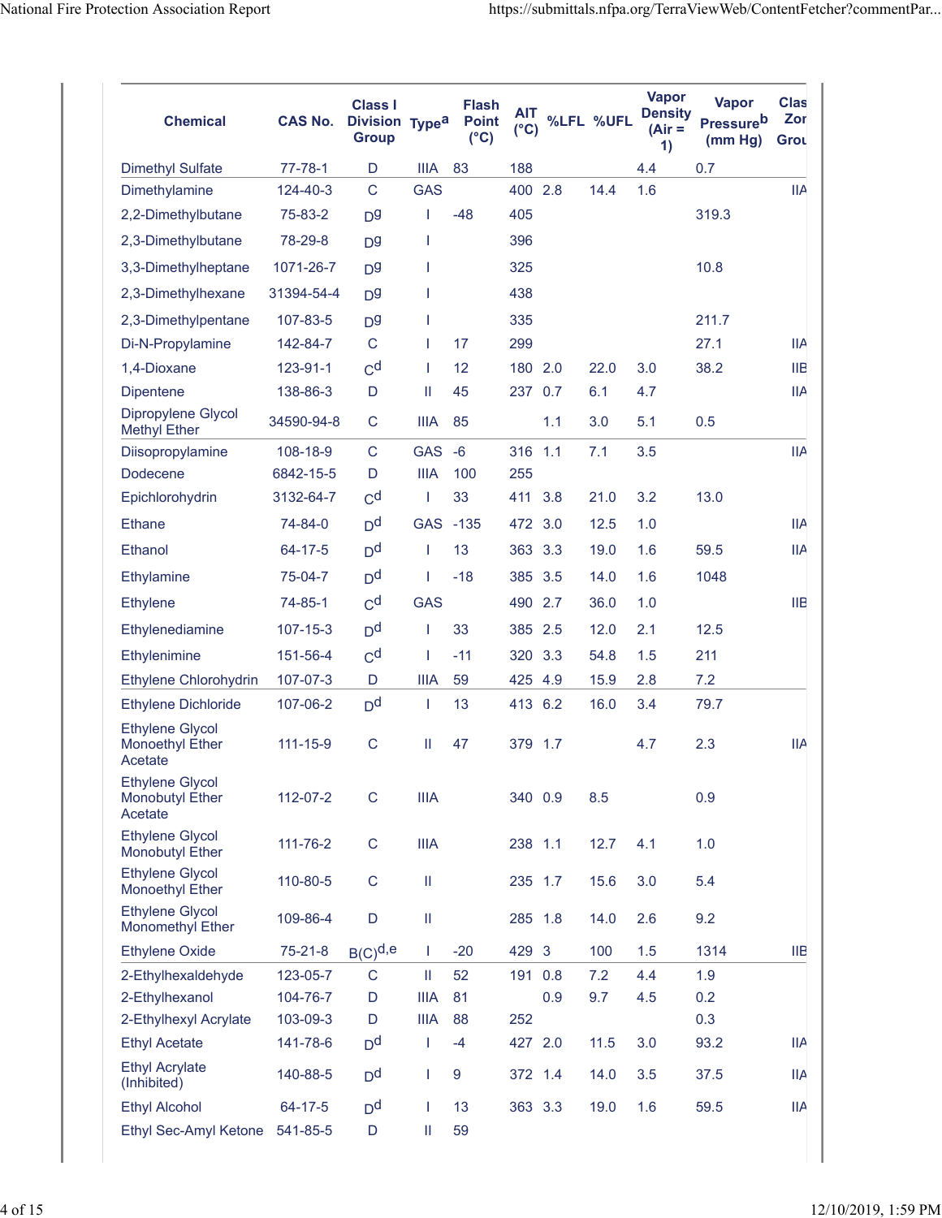| Chemical | CAS No. | Class I Division Group | Type[a] | Flash Point (°C) | AIT (°C) | %LFL | %UFL | Vapor Density (Air = 1) | Vapor Pressure[b] (mm Hg) | Class Zone Group |
|---|---|---|---|---|---|---|---|---|---|---|
| Dimethyl Sulfate | 77-78-1 | D | IIIA | 83 | 188 | | | 4.4 | 0.7 | |
| Dimethylamine | 124-40-3 | C | GAS | | 400 | 2.8 | 14.4 | 1.6 | | IIA |
| 2,2-Dimethylbutane | 75-83-2 | D[g] | I | -48 | 405 | | | | 319.3 | |
| 2,3-Dimethylbutane | 78-29-8 | D[g] | I | | 396 | | | | | |
| 3,3-Dimethylheptane | 1071-26-7 | D[g] | I | | 325 | | | | 10.8 | |
| 2,3-Dimethylhexane | 31394-54-4 | D[g] | I | | 438 | | | | | |
| 2,3-Dimethylpentane | 107-83-5 | D[g] | I | | 335 | | | | 211.7 | |
| Di-N-Propylamine | 142-84-7 | C | I | 17 | 299 | | | | 27.1 | IIA |
| 1,4-Dioxane | 123-91-1 | C[d] | I | 12 | 180 | 2.0 | 22.0 | 3.0 | 38.2 | IIB |
| Dipentene | 138-86-3 | D | II | 45 | 237 | 0.7 | 6.1 | 4.7 | | IIA |
| Dipropylene Glycol Methyl Ether | 34590-94-8 | C | IIIA | 85 | | 1.1 | 3.0 | 5.1 | 0.5 | |
| Diisopropylamine | 108-18-9 | C | GAS | -6 | 316 | 1.1 | 7.1 | 3.5 | | IIA |
| Dodecene | 6842-15-5 | D | IIIA | 100 | 255 | | | | | |
| Epichlorohydrin | 3132-64-7 | C[d] | I | 33 | 411 | 3.8 | 21.0 | 3.2 | 13.0 | |
| Ethane | 74-84-0 | D[d] | GAS | -135 | 472 | 3.0 | 12.5 | 1.0 | | IIA |
| Ethanol | 64-17-5 | D[d] | I | 13 | 363 | 3.3 | 19.0 | 1.6 | 59.5 | IIA |
| Ethylamine | 75-04-7 | D[d] | I | -18 | 385 | 3.5 | 14.0 | 1.6 | 1048 | |
| Ethylene | 74-85-1 | C[d] | GAS | | 490 | 2.7 | 36.0 | 1.0 | | IIB |
| Ethylenediamine | 107-15-3 | D[d] | I | 33 | 385 | 2.5 | 12.0 | 2.1 | 12.5 | |
| Ethylenimine | 151-56-4 | C[d] | I | -11 | 320 | 3.3 | 54.8 | 1.5 | 211 | |
| Ethylene Chlorohydrin | 107-07-3 | D | IIIA | 59 | 425 | 4.9 | 15.9 | 2.8 | 7.2 | |
| Ethylene Dichloride | 107-06-2 | D[d] | I | 13 | 413 | 6.2 | 16.0 | 3.4 | 79.7 | |
| Ethylene Glycol Monoethyl Ether Acetate | 111-15-9 | C | II | 47 | 379 | 1.7 | | 4.7 | 2.3 | IIA |
| Ethylene Glycol Monobutyl Ether Acetate | 112-07-2 | C | IIIA | | 340 | 0.9 | 8.5 | | 0.9 | |
| Ethylene Glycol Monobutyl Ether | 111-76-2 | C | IIIA | | 238 | 1.1 | 12.7 | 4.1 | 1.0 | |
| Ethylene Glycol Monoethyl Ether | 110-80-5 | C | II | | 235 | 1.7 | 15.6 | 3.0 | 5.4 | |
| Ethylene Glycol Monomethyl Ether | 109-86-4 | D | II | | 285 | 1.8 | 14.0 | 2.6 | 9.2 | |
| Ethylene Oxide | 75-21-8 | B(C)[d,e] | I | -20 | 429 | 3 | 100 | 1.5 | 1314 | IIB |
| 2-Ethylhexaldehyde | 123-05-7 | C | II | 52 | 191 | 0.8 | 7.2 | 4.4 | 1.9 | |
| 2-Ethylhexanol | 104-76-7 | D | IIIA | 81 | | 0.9 | 9.7 | 4.5 | 0.2 | |
| 2-Ethylhexyl Acrylate | 103-09-3 | D | IIIA | 88 | 252 | | | | 0.3 | |
| Ethyl Acetate | 141-78-6 | D[d] | I | -4 | 427 | 2.0 | 11.5 | 3.0 | 93.2 | IIA |
| Ethyl Acrylate (Inhibited) | 140-88-5 | D[d] | I | 9 | 372 | 1.4 | 14.0 | 3.5 | 37.5 | IIA |
| Ethyl Alcohol | 64-17-5 | D[d] | I | 13 | 363 | 3.3 | 19.0 | 1.6 | 59.5 | IIA |
| Ethyl Sec-Amyl Ketone | 541-85-5 | D | II | 59 | | | | | | |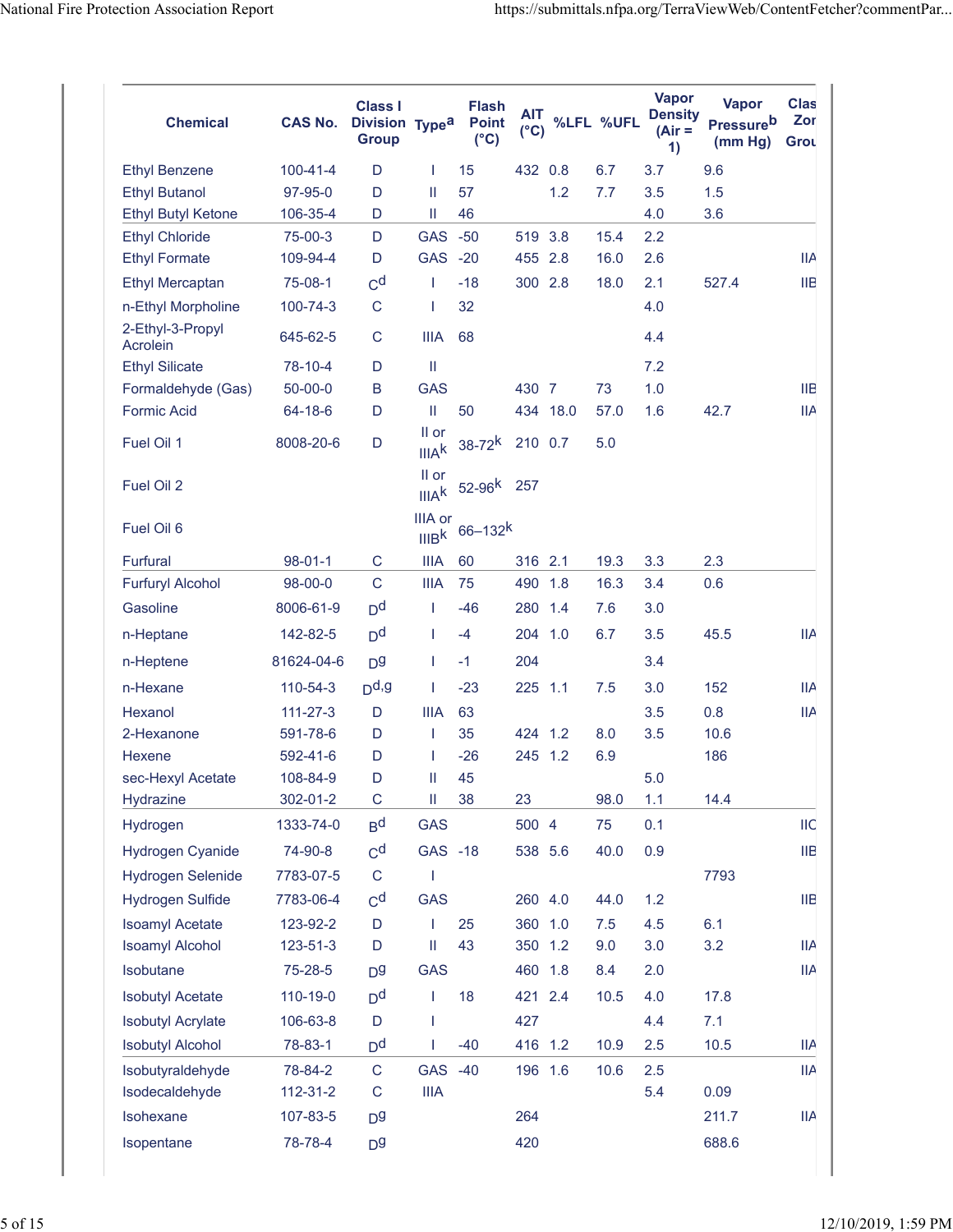| Chemical | CAS No. | Class I Division Group | Type[a] | Flash Point (°C) | AIT (°C) | %LFL | %UFL | Vapor Density (Air = 1) | Vapor Pressure[b] (mm Hg) | Class I Zone Group |
|---|---|---|---|---|---|---|---|---|---|---|
| Ethyl Benzene | 100-41-4 | D | I | 15 | 432 | 0.8 | 6.7 | 3.7 | 9.6 | |
| Ethyl Butanol | 97-95-0 | D | II | 57 | | 1.2 | 7.7 | 3.5 | 1.5 | |
| Ethyl Butyl Ketone | 106-35-4 | D | II | 46 | | | | 4.0 | 3.6 | |
| Ethyl Chloride | 75-00-3 | D | GAS | -50 | 519 | 3.8 | 15.4 | 2.2 | | |
| Ethyl Formate | 109-94-4 | D | GAS | -20 | 455 | 2.8 | 16.0 | 2.6 | | IIA |
| Ethyl Mercaptan | 75-08-1 | C[d] | I | -18 | 300 | 2.8 | 18.0 | 2.1 | 527.4 | IIB |
| n-Ethyl Morpholine | 100-74-3 | C | I | 32 | | | | 4.0 | | |
| 2-Ethyl-3-Propyl Acrolein | 645-62-5 | C | IIIA | 68 | | | | 4.4 | | |
| Ethyl Silicate | 78-10-4 | D | II | | | | | 7.2 | | |
| Formaldehyde (Gas) | 50-00-0 | B | GAS | | 430 | 7 | 73 | 1.0 | | IIB |
| Formic Acid | 64-18-6 | D | II | 50 | 434 | 18.0 | 57.0 | 1.6 | 42.7 | IIA |
| Fuel Oil 1 | 8008-20-6 | D | II or IIIA[k] | 38-72[k] | 210 | 0.7 | 5.0 | | | |
| Fuel Oil 2 | | | II or IIIA[k] | 52-96[k] | 257 | | | | | |
| Fuel Oil 6 | | | IIIA or IIIB[k] | 66–132[k] | | | | | | |
| Furfural | 98-01-1 | C | IIIA | 60 | 316 | 2.1 | 19.3 | 3.3 | 2.3 | |
| Furfuryl Alcohol | 98-00-0 | C | IIIA | 75 | 490 | 1.8 | 16.3 | 3.4 | 0.6 | |
| Gasoline | 8006-61-9 | D[d] | I | -46 | 280 | 1.4 | 7.6 | 3.0 | | |
| n-Heptane | 142-82-5 | D[d] | I | -4 | 204 | 1.0 | 6.7 | 3.5 | 45.5 | IIA |
| n-Heptene | 81624-04-6 | D[g] | I | -1 | 204 | | | 3.4 | | |
| n-Hexane | 110-54-3 | D[d,g] | I | -23 | 225 | 1.1 | 7.5 | 3.0 | 152 | IIA |
| Hexanol | 111-27-3 | D | IIIA | 63 | | | | 3.5 | 0.8 | IIA |
| 2-Hexanone | 591-78-6 | D | I | 35 | 424 | 1.2 | 8.0 | 3.5 | 10.6 | |
| Hexene | 592-41-6 | D | I | -26 | 245 | 1.2 | 6.9 | | 186 | |
| sec-Hexyl Acetate | 108-84-9 | D | II | 45 | | | | 5.0 | | |
| Hydrazine | 302-01-2 | C | II | 38 | 23 | | 98.0 | 1.1 | 14.4 | |
| Hydrogen | 1333-74-0 | B[d] | GAS | | 500 | 4 | 75 | 0.1 | | IIC |
| Hydrogen Cyanide | 74-90-8 | C[d] | GAS | -18 | 538 | 5.6 | 40.0 | 0.9 | | IIB |
| Hydrogen Selenide | 7783-07-5 | C | I | | | | | | 7793 | |
| Hydrogen Sulfide | 7783-06-4 | C[d] | GAS | | 260 | 4.0 | 44.0 | 1.2 | | IIB |
| Isoamyl Acetate | 123-92-2 | D | I | 25 | 360 | 1.0 | 7.5 | 4.5 | 6.1 | |
| Isoamyl Alcohol | 123-51-3 | D | II | 43 | 350 | 1.2 | 9.0 | 3.0 | 3.2 | IIA |
| Isobutane | 75-28-5 | D[g] | GAS | | 460 | 1.8 | 8.4 | 2.0 | | IIA |
| Isobutyl Acetate | 110-19-0 | D[d] | I | 18 | 421 | 2.4 | 10.5 | 4.0 | 17.8 | |
| Isobutyl Acrylate | 106-63-8 | D | I | | 427 | | | 4.4 | 7.1 | |
| Isobutyl Alcohol | 78-83-1 | D[d] | I | -40 | 416 | 1.2 | 10.9 | 2.5 | 10.5 | IIA |
| Isobutyraldehyde | 78-84-2 | C | GAS | -40 | 196 | 1.6 | 10.6 | 2.5 | | IIA |
| Isodecaldehyde | 112-31-2 | C | IIIA | | | | | 5.4 | 0.09 | |
| Isohexane | 107-83-5 | D[g] | | | 264 | | | | 211.7 | IIA |
| Isopentane | 78-78-4 | D[g] | | | 420 | | | | 688.6 | |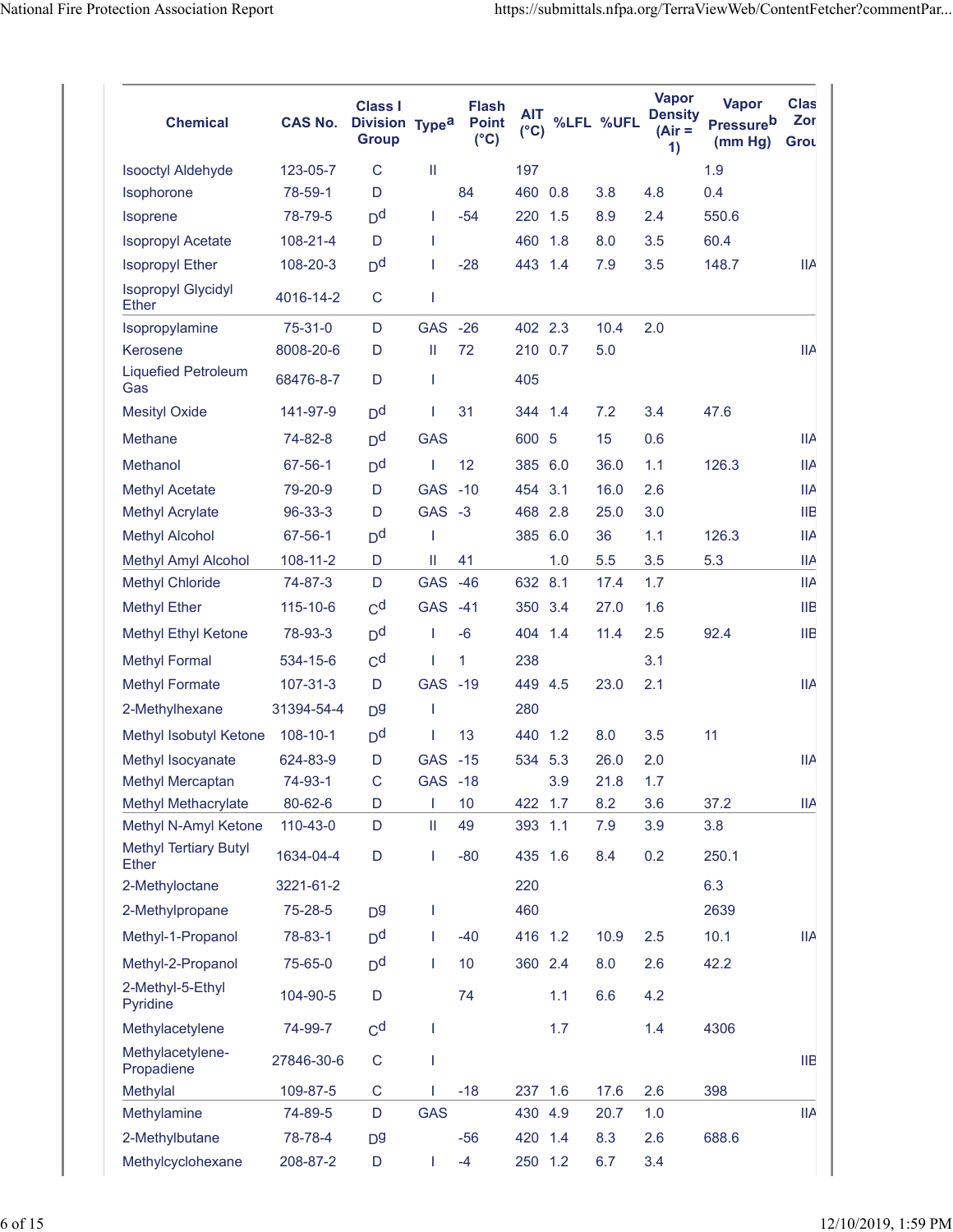| Chemical | CAS No. | Class I Division Group | Type[a] | Flash Point (°C) | AIT (°C) | %LFL | %UFL | Vapor Density (Air = 1) | Vapor Pressure[b] (mm Hg) | Class Zone Group |
|---|---|---|---|---|---|---|---|---|---|---|
| Isooctyl Aldehyde | 123-05-7 | C | II | | 197 | | | | 1.9 | |
| Isophorone | 78-59-1 | D | | 84 | 460 | 0.8 | 3.8 | 4.8 | 0.4 | |
| Isoprene | 78-79-5 | D[d] | I | -54 | 220 | 1.5 | 8.9 | 2.4 | 550.6 | |
| Isopropyl Acetate | 108-21-4 | D | I | | 460 | 1.8 | 8.0 | 3.5 | 60.4 | |
| Isopropyl Ether | 108-20-3 | D[d] | I | -28 | 443 | 1.4 | 7.9 | 3.5 | 148.7 | IIA |
| Isopropyl Glycidyl Ether | 4016-14-2 | C | I | | | | | | | |
| Isopropylamine | 75-31-0 | D | GAS | -26 | 402 | 2.3 | 10.4 | 2.0 | | |
| Kerosene | 8008-20-6 | D | II | 72 | 210 | 0.7 | 5.0 | | | IIA |
| Liquefied Petroleum Gas | 68476-8-7 | D | I | | 405 | | | | | |
| Mesityl Oxide | 141-97-9 | D[d] | I | 31 | 344 | 1.4 | 7.2 | 3.4 | 47.6 | |
| Methane | 74-82-8 | D[d] | GAS | | 600 | 5 | 15 | 0.6 | | IIA |
| Methanol | 67-56-1 | D[d] | I | 12 | 385 | 6.0 | 36.0 | 1.1 | 126.3 | IIA |
| Methyl Acetate | 79-20-9 | D | GAS | -10 | 454 | 3.1 | 16.0 | 2.6 | | IIA |
| Methyl Acrylate | 96-33-3 | D | GAS | -3 | 468 | 2.8 | 25.0 | 3.0 | | IIB |
| Methyl Alcohol | 67-56-1 | D[d] | I | | 385 | 6.0 | 36 | 1.1 | 126.3 | IIA |
| Methyl Amyl Alcohol | 108-11-2 | D | II | 41 | | 1.0 | 5.5 | 3.5 | 5.3 | IIA |
| Methyl Chloride | 74-87-3 | D | GAS | -46 | 632 | 8.1 | 17.4 | 1.7 | | IIA |
| Methyl Ether | 115-10-6 | C[d] | GAS | -41 | 350 | 3.4 | 27.0 | 1.6 | | IIB |
| Methyl Ethyl Ketone | 78-93-3 | D[d] | I | -6 | 404 | 1.4 | 11.4 | 2.5 | 92.4 | IIB |
| Methyl Formal | 534-15-6 | C[d] | I | 1 | 238 | | | 3.1 | | |
| Methyl Formate | 107-31-3 | D | GAS | -19 | 449 | 4.5 | 23.0 | 2.1 | | IIA |
| 2-Methylhexane | 31394-54-4 | D[g] | I | | 280 | | | | | |
| Methyl Isobutyl Ketone | 108-10-1 | D[d] | I | 13 | 440 | 1.2 | 8.0 | 3.5 | 11 | |
| Methyl Isocyanate | 624-83-9 | D | GAS | -15 | 534 | 5.3 | 26.0 | 2.0 | | IIA |
| Methyl Mercaptan | 74-93-1 | C | GAS | -18 | | 3.9 | 21.8 | 1.7 | | |
| Methyl Methacrylate | 80-62-6 | D | I | 10 | 422 | 1.7 | 8.2 | 3.6 | 37.2 | IIA |
| Methyl N-Amyl Ketone | 110-43-0 | D | II | 49 | 393 | 1.1 | 7.9 | 3.9 | 3.8 | |
| Methyl Tertiary Butyl Ether | 1634-04-4 | D | I | -80 | 435 | 1.6 | 8.4 | 0.2 | 250.1 | |
| 2-Methyloctane | 3221-61-2 | | | | 220 | | | | 6.3 | |
| 2-Methylpropane | 75-28-5 | D[g] | I | | 460 | | | | 2639 | |
| Methyl-1-Propanol | 78-83-1 | D[d] | I | -40 | 416 | 1.2 | 10.9 | 2.5 | 10.1 | IIA |
| Methyl-2-Propanol | 75-65-0 | D[d] | I | 10 | 360 | 2.4 | 8.0 | 2.6 | 42.2 | |
| 2-Methyl-5-Ethyl Pyridine | 104-90-5 | D | | 74 | | 1.1 | 6.6 | 4.2 | | |
| Methylacetylene | 74-99-7 | C[d] | I | | | 1.7 | | 1.4 | 4306 | |
| Methylacetylene-Propadiene | 27846-30-6 | C | I | | | | | | | IIB |
| Methylal | 109-87-5 | C | I | -18 | 237 | 1.6 | 17.6 | 2.6 | 398 | |
| Methylamine | 74-89-5 | D | GAS | | 430 | 4.9 | 20.7 | 1.0 | | IIA |
| 2-Methylbutane | 78-78-4 | D[g] | | -56 | 420 | 1.4 | 8.3 | 2.6 | 688.6 | |
| Methylcyclohexane | 208-87-2 | D | I | -4 | 250 | 1.2 | 6.7 | 3.4 | | |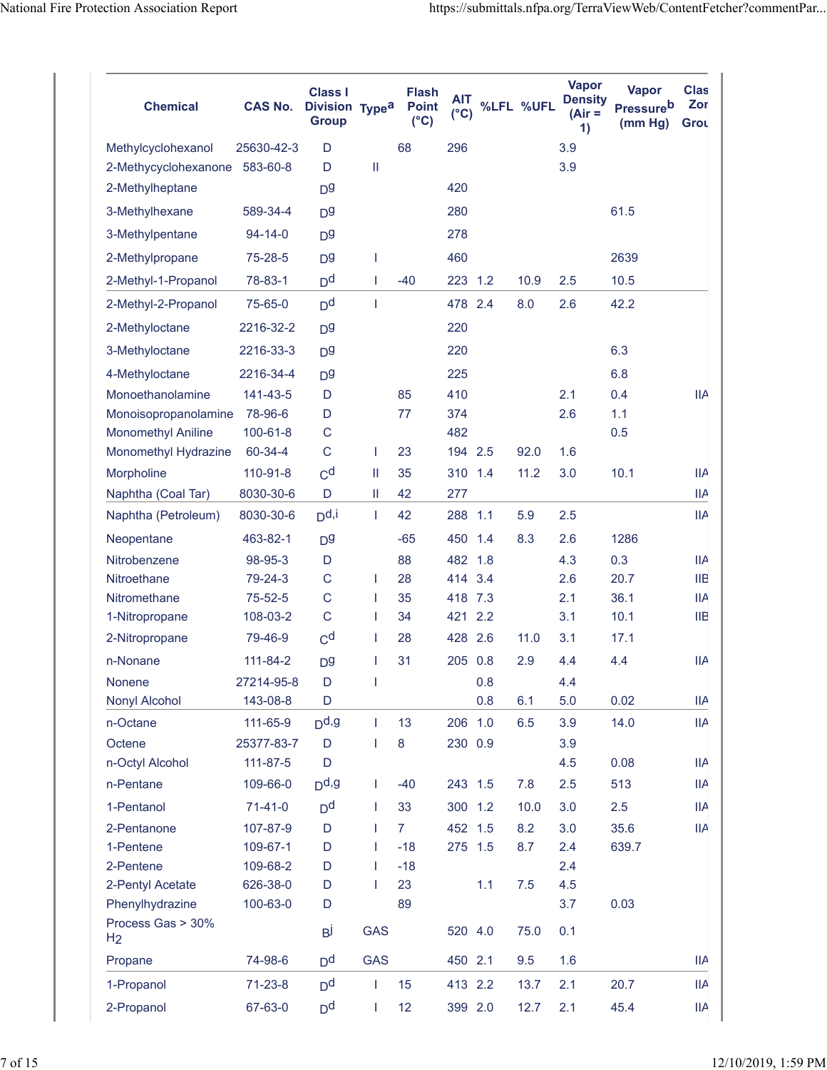| Chemical | CAS No. | Class I Division Group | Type[a] | Flash Point (°C) | AIT (°C) | %LFL | %UFL | Vapor Density (Air = 1) | Vapor Pressure[b] (mm Hg) | Class I Zone Group |
|---|---|---|---|---|---|---|---|---|---|---|
| Methylcyclohexanol | 25630-42-3 | D | | 68 | 296 | | | 3.9 | | |
| 2-Methycyclohexanone | 583-60-8 | D | II | | | | | 3.9 | | |
| 2-Methylheptane | | D[g] | | | 420 | | | | | |
| 3-Methylhexane | 589-34-4 | D[g] | | | 280 | | | | 61.5 | |
| 3-Methylpentane | 94-14-0 | D[g] | | | 278 | | | | | |
| 2-Methylpropane | 75-28-5 | D[g] | I | | 460 | | | | 2639 | |
| 2-Methyl-1-Propanol | 78-83-1 | D[d] | I | -40 | 223 | 1.2 | 10.9 | 2.5 | 10.5 | |
| 2-Methyl-2-Propanol | 75-65-0 | D[d] | I | | 478 | 2.4 | 8.0 | 2.6 | 42.2 | |
| 2-Methyloctane | 2216-32-2 | D[g] | | | 220 | | | | | |
| 3-Methyloctane | 2216-33-3 | D[g] | | | 220 | | | | 6.3 | |
| 4-Methyloctane | 2216-34-4 | D[g] | | | 225 | | | | 6.8 | |
| Monoethanolamine | 141-43-5 | D | | 85 | 410 | | | 2.1 | 0.4 | IIA |
| Monoisopropanolamine | 78-96-6 | D | | 77 | 374 | | | 2.6 | 1.1 | |
| Monomethyl Aniline | 100-61-8 | C | | | 482 | | | | 0.5 | |
| Monomethyl Hydrazine | 60-34-4 | C | I | 23 | 194 | 2.5 | 92.0 | 1.6 | | |
| Morpholine | 110-91-8 | C[d] | II | 35 | 310 | 1.4 | 11.2 | 3.0 | 10.1 | IIA |
| Naphtha (Coal Tar) | 8030-30-6 | D | II | 42 | 277 | | | | | IIA |
| Naphtha (Petroleum) | 8030-30-6 | D[d,i] | I | 42 | 288 | 1.1 | 5.9 | 2.5 | | IIA |
| Neopentane | 463-82-1 | D[g] | | -65 | 450 | 1.4 | 8.3 | 2.6 | 1286 | |
| Nitrobenzene | 98-95-3 | D | | 88 | 482 | 1.8 | | 4.3 | 0.3 | IIA |
| Nitroethane | 79-24-3 | C | I | 28 | 414 | 3.4 | | 2.6 | 20.7 | IIB |
| Nitromethane | 75-52-5 | C | I | 35 | 418 | 7.3 | | 2.1 | 36.1 | IIA |
| 1-Nitropropane | 108-03-2 | C | I | 34 | 421 | 2.2 | | 3.1 | 10.1 | IIB |
| 2-Nitropropane | 79-46-9 | C[d] | I | 28 | 428 | 2.6 | 11.0 | 3.1 | 17.1 | |
| n-Nonane | 111-84-2 | D[g] | I | 31 | 205 | 0.8 | 2.9 | 4.4 | 4.4 | IIA |
| Nonene | 27214-95-8 | D | I | | | 0.8 | | 4.4 | | |
| Nonyl Alcohol | 143-08-8 | D | | | | 0.8 | 6.1 | 5.0 | 0.02 | IIA |
| n-Octane | 111-65-9 | D[d,g] | I | 13 | 206 | 1.0 | 6.5 | 3.9 | 14.0 | IIA |
| Octene | 25377-83-7 | D | I | 8 | 230 | 0.9 | | 3.9 | | |
| n-Octyl Alcohol | 111-87-5 | D | | | | | | 4.5 | 0.08 | IIA |
| n-Pentane | 109-66-0 | D[d,g] | I | -40 | 243 | 1.5 | 7.8 | 2.5 | 513 | IIA |
| 1-Pentanol | 71-41-0 | D[d] | I | 33 | 300 | 1.2 | 10.0 | 3.0 | 2.5 | IIA |
| 2-Pentanone | 107-87-9 | D | I | 7 | 452 | 1.5 | 8.2 | 3.0 | 35.6 | IIA |
| 1-Pentene | 109-67-1 | D | I | -18 | 275 | 1.5 | 8.7 | 2.4 | 639.7 | |
| 2-Pentene | 109-68-2 | D | I | -18 | | | | 2.4 | | |
| 2-Pentyl Acetate | 626-38-0 | D | I | 23 | | 1.1 | 7.5 | 4.5 | | |
| Phenylhydrazine | 100-63-0 | D | | 89 | | | | 3.7 | 0.03 | |
| Process Gas > 30% $H_2$ | | B[j] | GAS | | 520 | 4.0 | 75.0 | 0.1 | | |
| Propane | 74-98-6 | D[d] | GAS | | 450 | 2.1 | 9.5 | 1.6 | | IIA |
| 1-Propanol | 71-23-8 | D[d] | I | 15 | 413 | 2.2 | 13.7 | 2.1 | 20.7 | IIA |
| 2-Propanol | 67-63-0 | D[d] | I | 12 | 399 | 2.0 | 12.7 | 2.1 | 45.4 | IIA |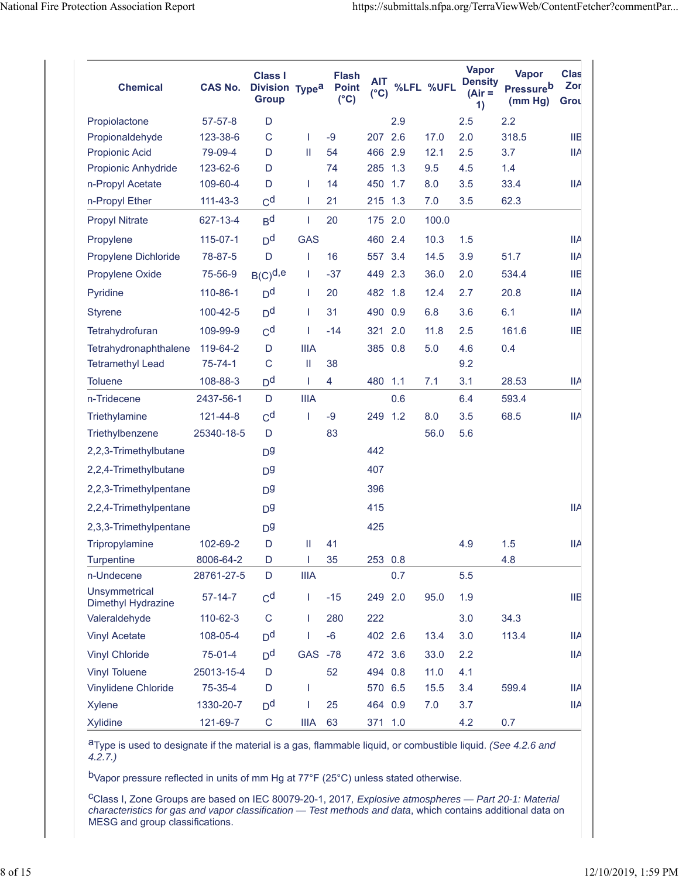| Chemical | CAS No. | Class I Division Group | Type[a] | Flash Point (°C) | AIT (°C) | %LFL | %UFL | Vapor Density (Air = 1) | Vapor Pressure[b] (mm Hg) | Class I Zone Group[c] |
|---|---|---|---|---|---|---|---|---|---|---|
| Propiolactone | 57-57-8 | D | | | | 2.9 | | 2.5 | 2.2 | |
| Propionaldehyde | 123-38-6 | C | I | -9 | 207 | 2.6 | 17.0 | 2.0 | 318.5 | IIB |
| Propionic Acid | 79-09-4 | D | II | 54 | 466 | 2.9 | 12.1 | 2.5 | 3.7 | IIA |
| Propionic Anhydride | 123-62-6 | D | | 74 | 285 | 1.3 | 9.5 | 4.5 | 1.4 | |
| n-Propyl Acetate | 109-60-4 | D | I | 14 | 450 | 1.7 | 8.0 | 3.5 | 33.4 | IIA |
| n-Propyl Ether | 111-43-3 | C[d] | I | 21 | 215 | 1.3 | 7.0 | 3.5 | 62.3 | |
| Propyl Nitrate | 627-13-4 | B[d] | I | 20 | 175 | 2.0 | 100.0 | | | |
| Propylene | 115-07-1 | D[d] | GAS | | 460 | 2.4 | 10.3 | 1.5 | | IIA |
| Propylene Dichloride | 78-87-5 | D | I | 16 | 557 | 3.4 | 14.5 | 3.9 | 51.7 | IIA |
| Propylene Oxide | 75-56-9 | B(C)[d,e] | I | -37 | 449 | 2.3 | 36.0 | 2.0 | 534.4 | IIB |
| Pyridine | 110-86-1 | D[d] | I | 20 | 482 | 1.8 | 12.4 | 2.7 | 20.8 | IIA |
| Styrene | 100-42-5 | D[d] | I | 31 | 490 | 0.9 | 6.8 | 3.6 | 6.1 | IIA |
| Tetrahydrofuran | 109-99-9 | C[d] | I | -14 | 321 | 2.0 | 11.8 | 2.5 | 161.6 | IIB |
| Tetrahydronaphthalene | 119-64-2 | D | IIIA | | 385 | 0.8 | 5.0 | 4.6 | 0.4 | |
| Tetramethyl Lead | 75-74-1 | C | II | 38 | | | | 9.2 | | |
| Toluene | 108-88-3 | D[d] | I | 4 | 480 | 1.1 | 7.1 | 3.1 | 28.53 | IIA |
| n-Tridecene | 2437-56-1 | D | IIIA | | | 0.6 | | 6.4 | 593.4 | |
| Triethylamine | 121-44-8 | C[d] | I | -9 | 249 | 1.2 | 8.0 | 3.5 | 68.5 | IIA |
| Triethylbenzene | 25340-18-5 | D | | 83 | | | 56.0 | 5.6 | | |
| 2,2,3-Trimethylbutane | | D[g] | | | 442 | | | | | |
| 2,2,4-Trimethylbutane | | D[g] | | | 407 | | | | | |
| 2,2,3-Trimethylpentane | | D[g] | | | 396 | | | | | |
| 2,2,4-Trimethylpentane | | D[g] | | | 415 | | | | | IIA |
| 2,3,3-Trimethylpentane | | D[g] | | | 425 | | | | | |
| Tripropylamine | 102-69-2 | D | II | 41 | | | | 4.9 | 1.5 | IIA |
| Turpentine | 8006-64-2 | D | I | 35 | 253 | 0.8 | | | 4.8 | |
| n-Undecene | 28761-27-5 | D | IIIA | | | 0.7 | | 5.5 | | |
| Unsymmetrical Dimethyl Hydrazine | 57-14-7 | C[d] | I | -15 | 249 | 2.0 | 95.0 | 1.9 | | IIB |
| Valeraldehyde | 110-62-3 | C | I | 280 | 222 | | | 3.0 | 34.3 | |
| Vinyl Acetate | 108-05-4 | D[d] | I | -6 | 402 | 2.6 | 13.4 | 3.0 | 113.4 | IIA |
| Vinyl Chloride | 75-01-4 | D[d] | GAS | -78 | 472 | 3.6 | 33.0 | 2.2 | | IIA |
| Vinyl Toluene | 25013-15-4 | D | | 52 | 494 | 0.8 | 11.0 | 4.1 | | |
| Vinylidene Chloride | 75-35-4 | D | I | | 570 | 6.5 | 15.5 | 3.4 | 599.4 | IIA |
| Xylene | 1330-20-7 | D[d] | I | 25 | 464 | 0.9 | 7.0 | 3.7 | | IIA |
| Xylidine | 121-69-7 | C | IIIA | 63 | 371 | 1.0 | | 4.2 | 0.7 | |

[a]Type is used to designate if the material is a gas, flammable liquid, or combustible liquid. *(See 4.2.6 and 4.2.7.)*

[b]Vapor pressure reflected in units of mm Hg at 77°F (25°C) unless stated otherwise.

[c]Class I, Zone Groups are based on IEC 80079-20-1, 2017, *Explosive atmospheres — Part 20-1: Material characteristics for gas and vapor classification — Test methods and data*, which contains additional data on MESG and group classifications.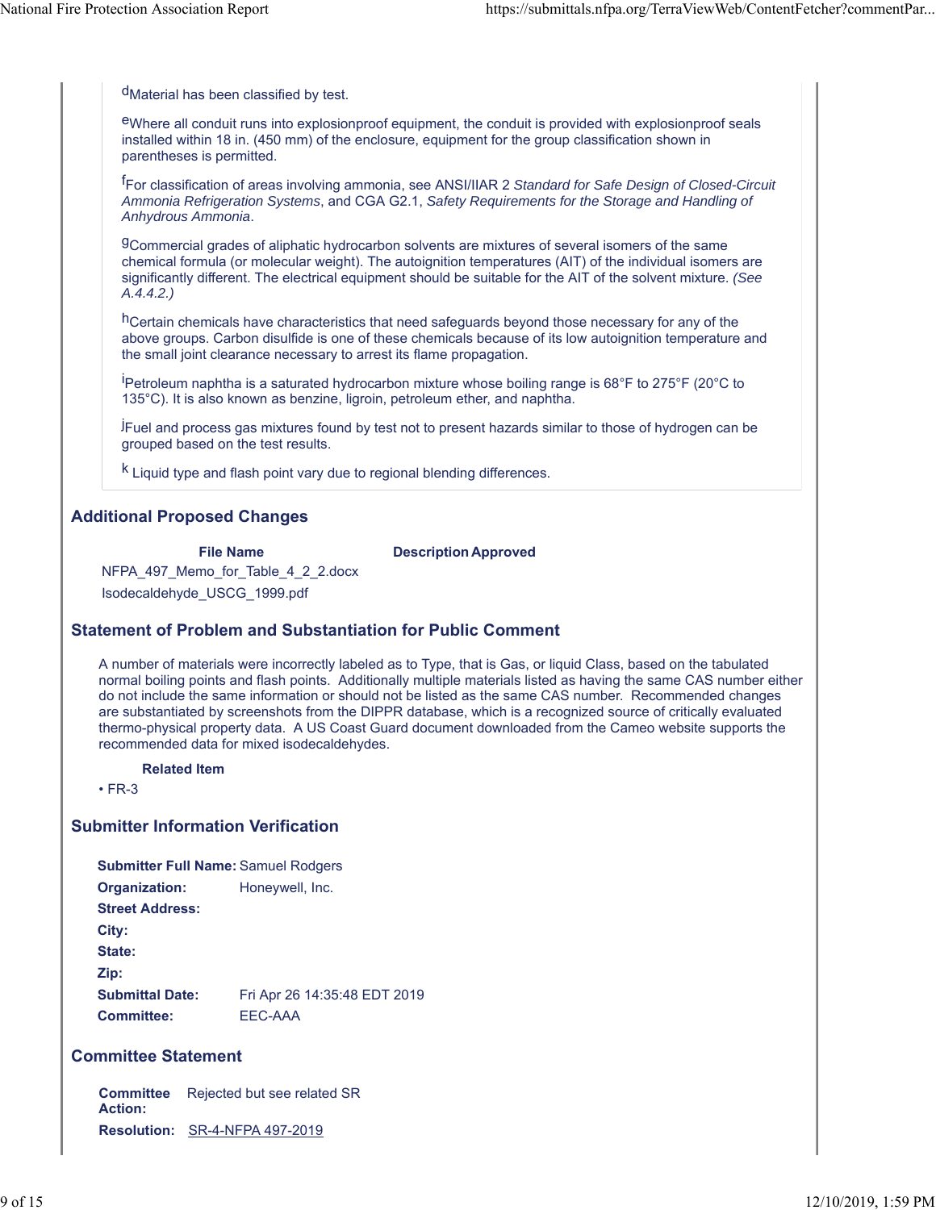[d]Material has been classified by test.

[e]Where all conduit runs into explosionproof equipment, the conduit is provided with explosionproof seals installed within 18 in. (450 mm) of the enclosure, equipment for the group classification shown in parentheses is permitted.

[f]For classification of areas involving ammonia, see ANSI/IIAR 2 *Standard for Safe Design of Closed-Circuit Ammonia Refrigeration Systems*, and CGA G2.1, *Safety Requirements for the Storage and Handling of Anhydrous Ammonia*.

[g]Commercial grades of aliphatic hydrocarbon solvents are mixtures of several isomers of the same chemical formula (or molecular weight). The autoignition temperatures (AIT) of the individual isomers are significantly different. The electrical equipment should be suitable for the AIT of the solvent mixture. *(See A.4.4.2.)*

[h]Certain chemicals have characteristics that need safeguards beyond those necessary for any of the above groups. Carbon disulfide is one of these chemicals because of its low autoignition temperature and the small joint clearance necessary to arrest its flame propagation.

[i]Petroleum naphtha is a saturated hydrocarbon mixture whose boiling range is 68°F to 275°F (20°C to 135°C). It is also known as benzine, ligroin, petroleum ether, and naphtha.

[j]Fuel and process gas mixtures found by test not to present hazards similar to those of hydrogen can be grouped based on the test results.

[k] Liquid type and flash point vary due to regional blending differences.

## Additional Proposed Changes

| File Name | Description | Approved |
|---|---|---|
| NFPA_497_Memo_for_Table_4_2_2.docx | | |
| Isodecaldehyde_USCG_1999.pdf | | |

## Statement of Problem and Substantiation for Public Comment

A number of materials were incorrectly labeled as to Type, that is Gas, or liquid Class, based on the tabulated normal boiling points and flash points. Additionally multiple materials listed as having the same CAS number either do not include the same information or should not be listed as the same CAS number. Recommended changes are substantiated by screenshots from the DIPPR database, which is a recognized source of critically evaluated thermo-physical property data. A US Coast Guard document downloaded from the Cameo website supports the recommended data for mixed isodecaldehydes.

**Related Item**

- FR-3

## Submitter Information Verification

**Submitter Full Name:** Samuel Rodgers
**Organization:** Honeywell, Inc.
**Street Address:**
**City:**
**State:**
**Zip:**
**Submittal Date:** Fri Apr 26 14:35:48 EDT 2019
**Committee:** EEC-AAA

## Committee Statement

**Committee Action:** Rejected but see related SR
**Resolution:** SR-4-NFPA 497-2019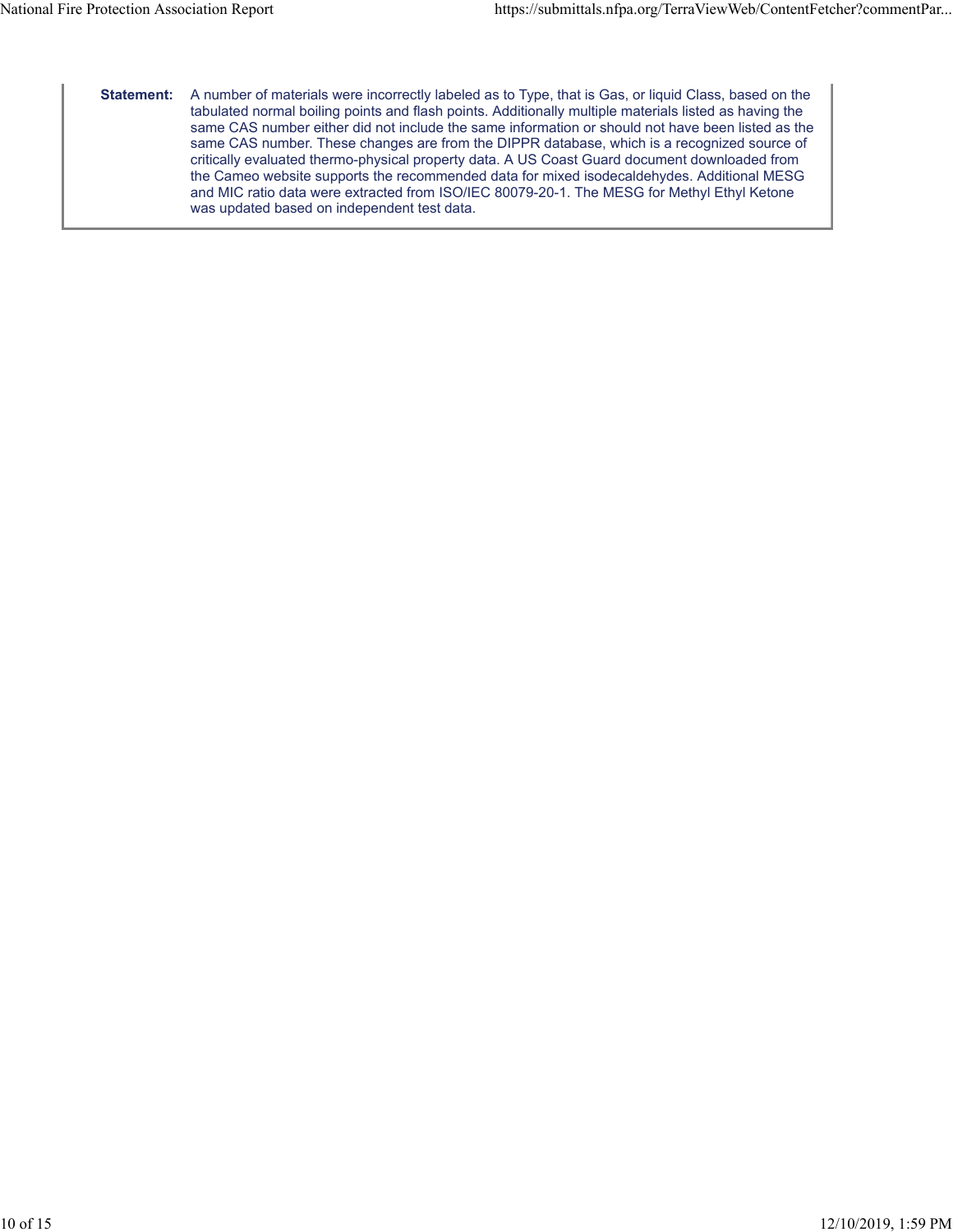**Statement:** A number of materials were incorrectly labeled as to Type, that is Gas, or liquid Class, based on the tabulated normal boiling points and flash points. Additionally multiple materials listed as having the same CAS number either did not include the same information or should not have been listed as the same CAS number. These changes are from the DIPPR database, which is a recognized source of critically evaluated thermo-physical property data. A US Coast Guard document downloaded from the Cameo website supports the recommended data for mixed isodecaldehydes. Additional MESG and MIC ratio data were extracted from ISO/IEC 80079-20-1. The MESG for Methyl Ethyl Ketone was updated based on independent test data.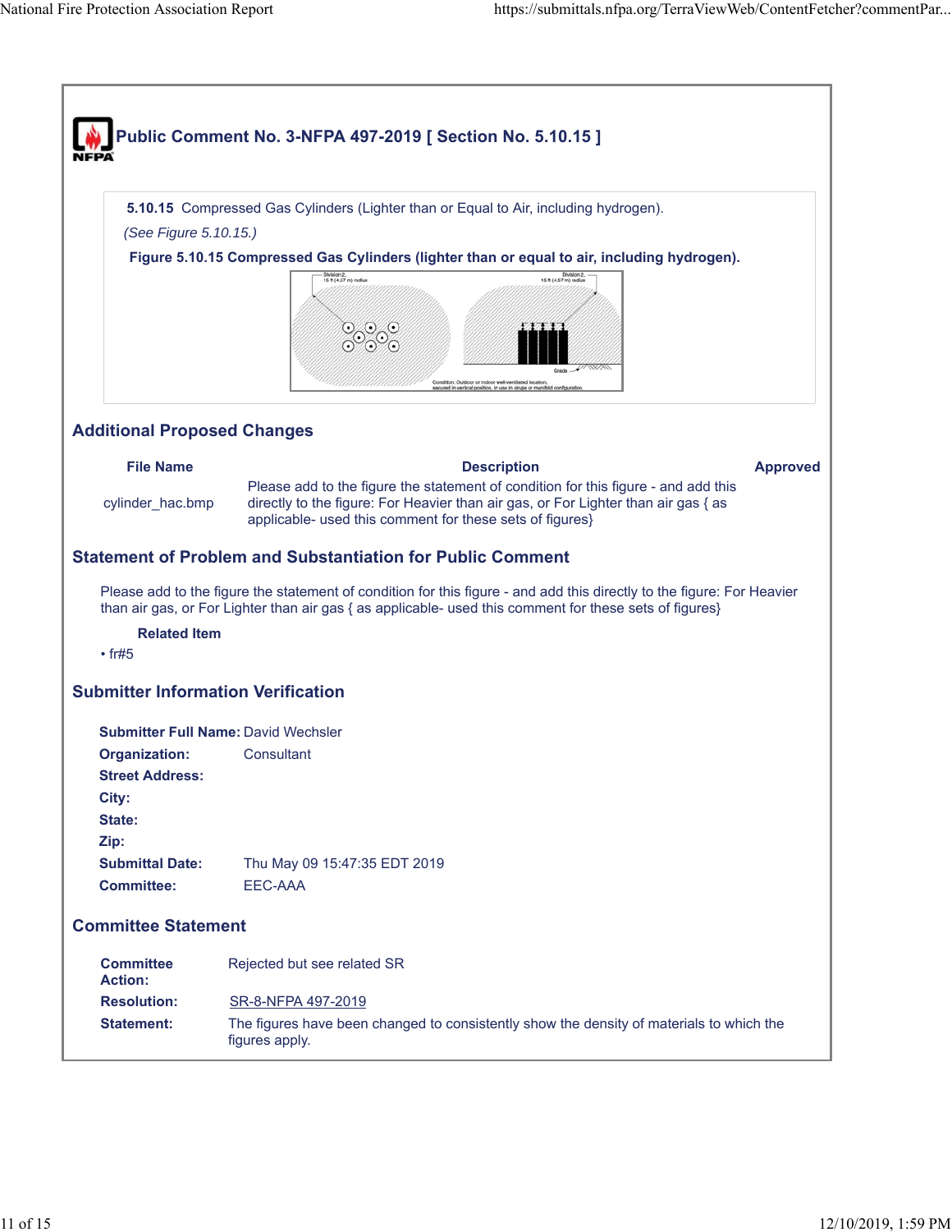# Public Comment No. 3-NFPA 497-2019 [ Section No. 5.10.15 ]

**5.10.15** Compressed Gas Cylinders (Lighter than or Equal to Air, including hydrogen).

*(See Figure 5.10.15.)*

**Figure 5.10.15 Compressed Gas Cylinders (lighter than or equal to air, including hydrogen).**

Division 2, 15 ft (4.57 m) radius

Division 2, 15 ft (4.57 m) radius

Grade

Condition: Outdoor or indoor well-ventilated location, secured in vertical position, in use in single or manifold configuration.

## Additional Proposed Changes

| File Name | Description | Approved |
|---|---|---|
| cylinder_hac.bmp | Please add to the figure the statement of condition for this figure - and add this directly to the figure: For Heavier than air gas, or For Lighter than air gas { as applicable- used this comment for these sets of figures} | |

## Statement of Problem and Substantiation for Public Comment

Please add to the figure the statement of condition for this figure - and add this directly to the figure: For Heavier than air gas, or For Lighter than air gas { as applicable- used this comment for these sets of figures}

**Related Item**

- fr#5

## Submitter Information Verification

**Submitter Full Name:** David Wechsler
**Organization:** Consultant
**Street Address:**
**City:**
**State:**
**Zip:**
**Submittal Date:** Thu May 09 15:47:35 EDT 2019
**Committee:** EEC-AAA

## Committee Statement

**Committee Action:** Rejected but see related SR
**Resolution:** SR-8-NFPA 497-2019
**Statement:** The figures have been changed to consistently show the density of materials to which the figures apply.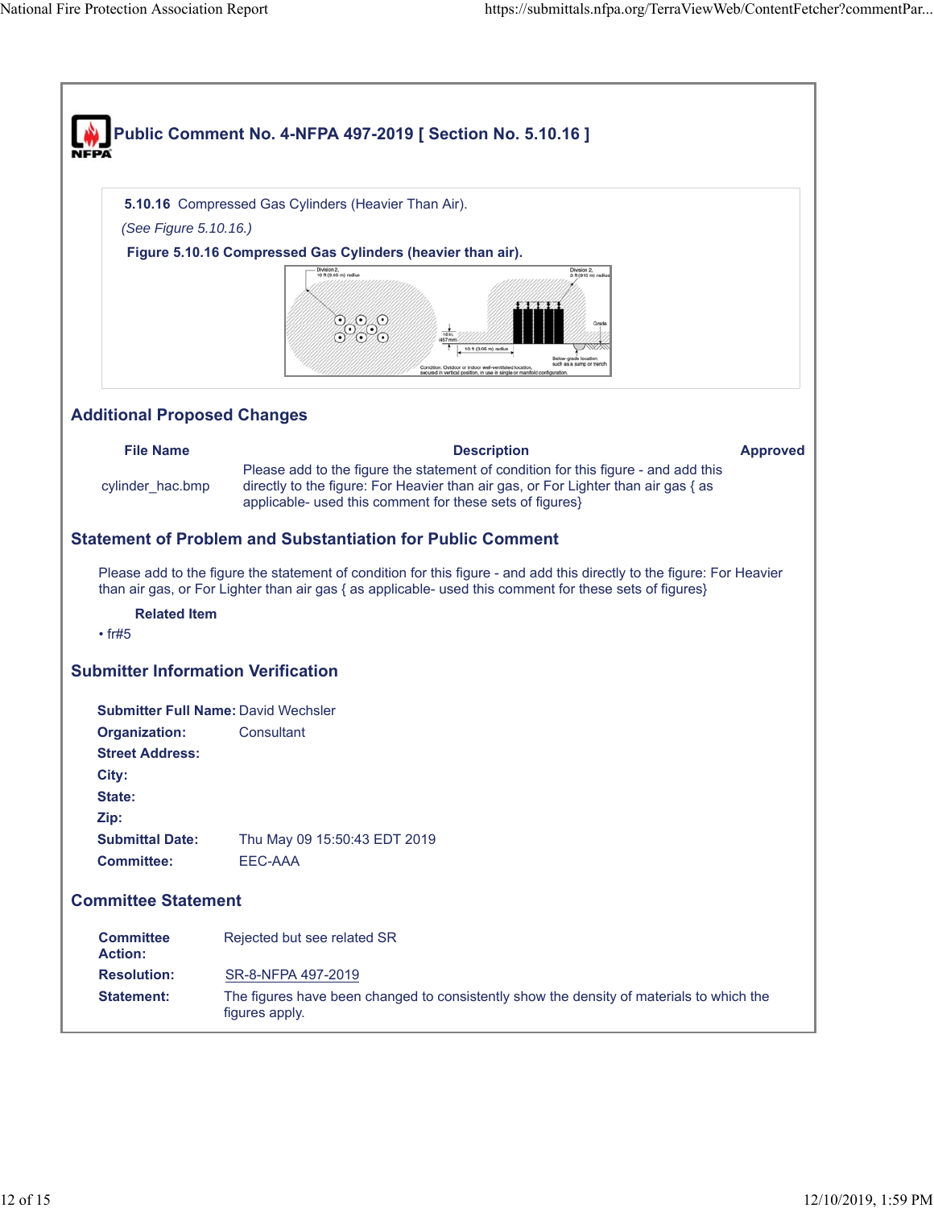## Public Comment No. 4-NFPA 497-2019 [ Section No. 5.10.16 ]

**5.10.16** Compressed Gas Cylinders (Heavier Than Air).

*(See Figure 5.10.16.)*

**Figure 5.10.16 Compressed Gas Cylinders (heavier than air).**

### Additional Proposed Changes

| File Name | Description | Approved |
|---|---|---|
| cylinder_hac.bmp | Please add to the figure the statement of condition for this figure - and add this directly to the figure: For Heavier than air gas, or For Lighter than air gas { as applicable- used this comment for these sets of figures} | |

### Statement of Problem and Substantiation for Public Comment

Please add to the figure the statement of condition for this figure - and add this directly to the figure: For Heavier than air gas, or For Lighter than air gas { as applicable- used this comment for these sets of figures}

**Related Item**

- fr#5

### Submitter Information Verification

**Submitter Full Name:** David Wechsler
**Organization:** Consultant
**Street Address:**
**City:**
**State:**
**Zip:**
**Submittal Date:** Thu May 09 15:50:43 EDT 2019
**Committee:** EEC-AAA

### Committee Statement

**Committee Action:** Rejected but see related SR
**Resolution:** SR-8-NFPA 497-2019
**Statement:** The figures have been changed to consistently show the density of materials to which the figures apply.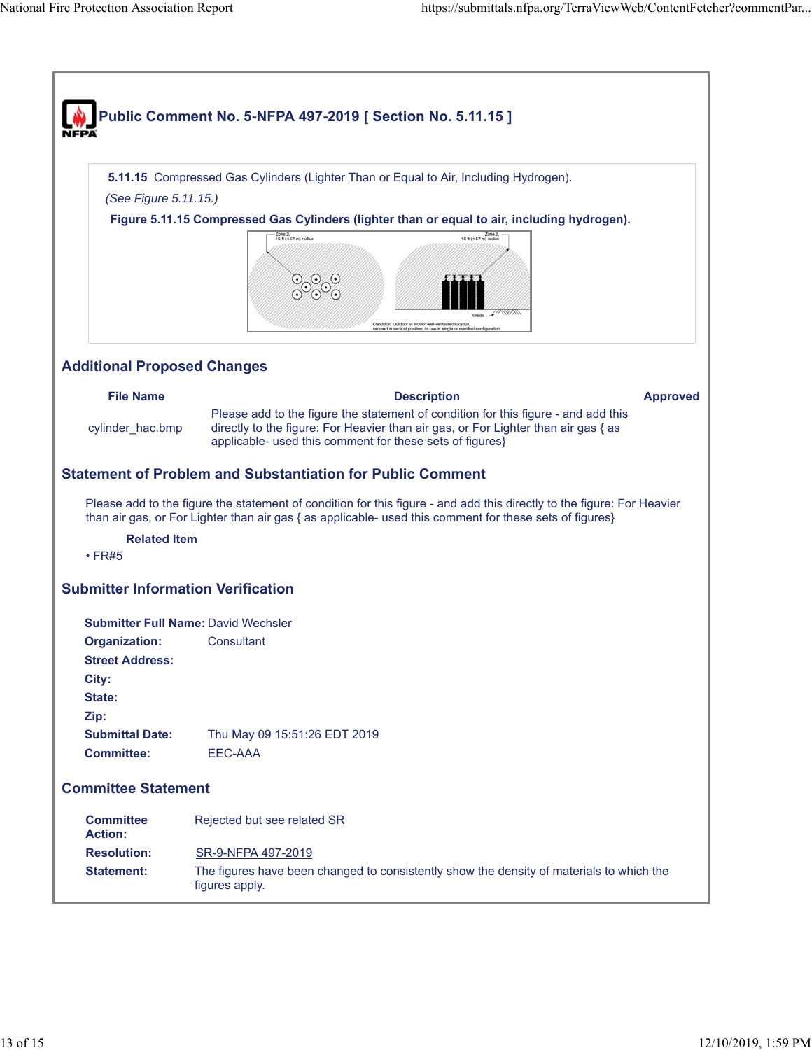# Public Comment No. 5-NFPA 497-2019 [ Section No. 5.11.15 ]

**5.11.15** Compressed Gas Cylinders (Lighter Than or Equal to Air, Including Hydrogen).

*(See Figure 5.11.15.)*

**Figure 5.11.15 Compressed Gas Cylinders (lighter than or equal to air, including hydrogen).**

## Additional Proposed Changes

| File Name | Description | Approved |
|---|---|---|
| cylinder_hac.bmp | Please add to the figure the statement of condition for this figure - and add this directly to the figure: For Heavier than air gas, or For Lighter than air gas { as applicable- used this comment for these sets of figures} | |

## Statement of Problem and Substantiation for Public Comment

Please add to the figure the statement of condition for this figure - and add this directly to the figure: For Heavier than air gas, or For Lighter than air gas { as applicable- used this comment for these sets of figures}

**Related Item**

- FR#5

## Submitter Information Verification

**Submitter Full Name:** David Wechsler
**Organization:** Consultant
**Street Address:**
**City:**
**State:**
**Zip:**
**Submittal Date:** Thu May 09 15:51:26 EDT 2019
**Committee:** EEC-AAA

## Committee Statement

**Committee Action:** Rejected but see related SR
**Resolution:** SR-9-NFPA 497-2019
**Statement:** The figures have been changed to consistently show the density of materials to which the figures apply.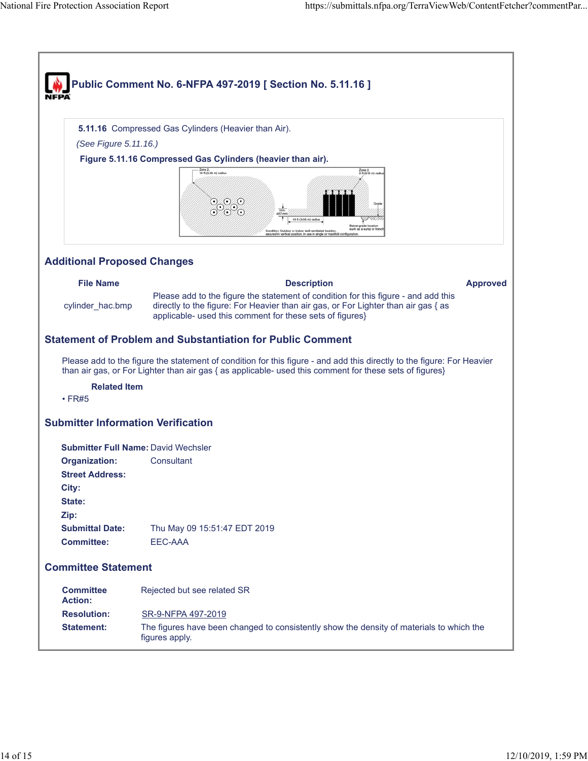# Public Comment No. 6-NFPA 497-2019 [ Section No. 5.11.16 ]

**5.11.16** Compressed Gas Cylinders (Heavier than Air).

*(See Figure 5.11.16.)*

**Figure 5.11.16 Compressed Gas Cylinders (heavier than air).**

## Additional Proposed Changes

| File Name | Description | Approved |
|---|---|---|
| cylinder_hac.bmp | Please add to the figure the statement of condition for this figure - and add this directly to the figure: For Heavier than air gas, or For Lighter than air gas { as applicable- used this comment for these sets of figures} | |

## Statement of Problem and Substantiation for Public Comment

Please add to the figure the statement of condition for this figure - and add this directly to the figure: For Heavier than air gas, or For Lighter than air gas { as applicable- used this comment for these sets of figures}

**Related Item**

- FR#5

## Submitter Information Verification

**Submitter Full Name:** David Wechsler
**Organization:** Consultant
**Street Address:**
**City:**
**State:**
**Zip:**
**Submittal Date:** Thu May 09 15:51:47 EDT 2019
**Committee:** EEC-AAA

## Committee Statement

**Committee Action:** Rejected but see related SR
**Resolution:** SR-9-NFPA 497-2019
**Statement:** The figures have been changed to consistently show the density of materials to which the figures apply.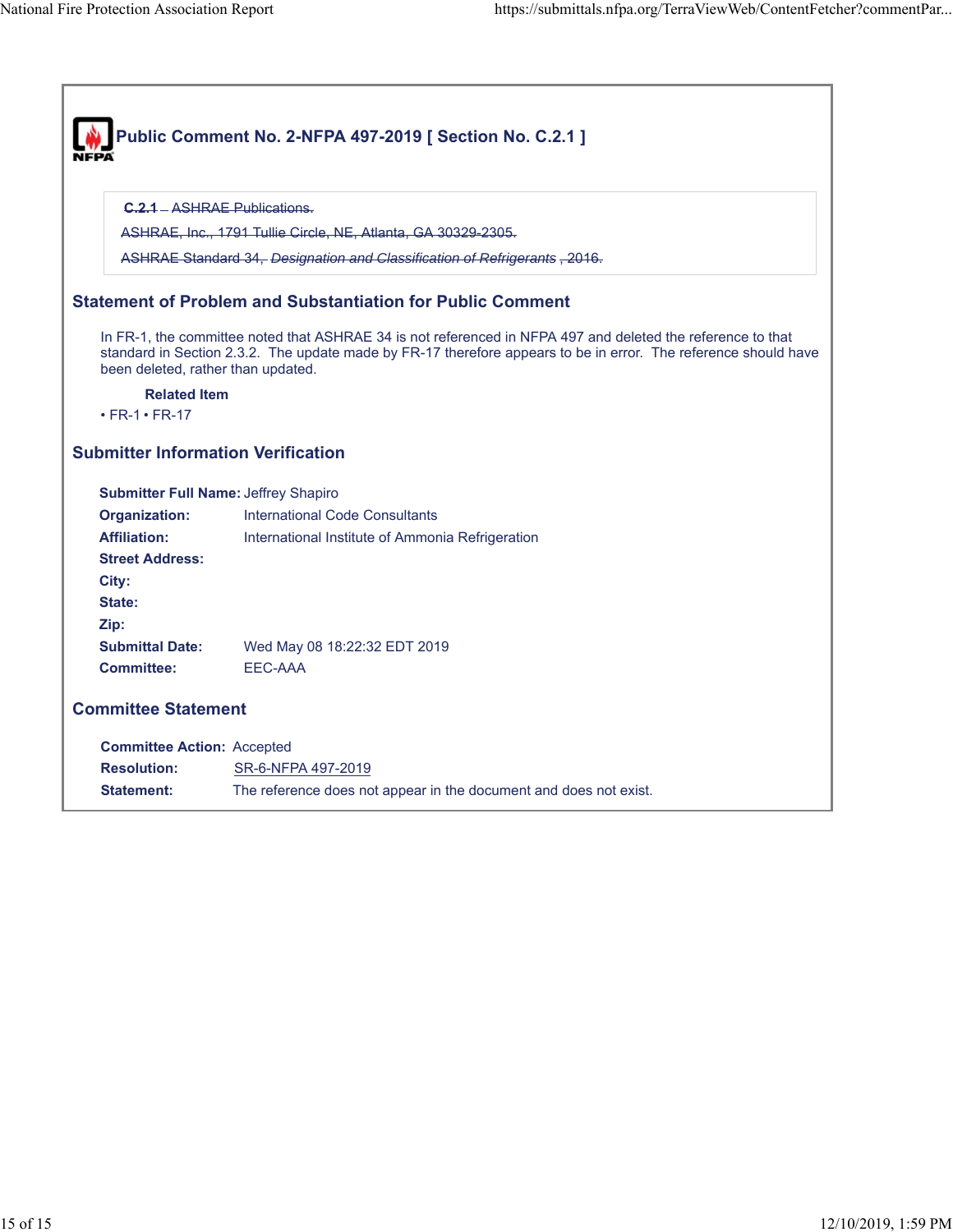## Public Comment No. 2-NFPA 497-2019 [ Section No. C.2.1 ]

~~**C.2.1** ASHRAE Publications.~~

~~ASHRAE, Inc., 1791 Tullie Circle, NE, Atlanta, GA 30329-2305.~~

~~ASHRAE Standard 34, *Designation and Classification of Refrigerants*, 2016.~~

### Statement of Problem and Substantiation for Public Comment

In FR-1, the committee noted that ASHRAE 34 is not referenced in NFPA 497 and deleted the reference to that standard in Section 2.3.2. The update made by FR-17 therefore appears to be in error. The reference should have been deleted, rather than updated.

**Related Item**

- FR-1
- FR-17

### Submitter Information Verification

**Submitter Full Name:** Jeffrey Shapiro
**Organization:** International Code Consultants
**Affiliation:** International Institute of Ammonia Refrigeration
**Street Address:**
**City:**
**State:**
**Zip:**
**Submittal Date:** Wed May 08 18:22:32 EDT 2019
**Committee:** EEC-AAA

### Committee Statement

**Committee Action:** Accepted
**Resolution:** SR-6-NFPA 497-2019
**Statement:** The reference does not appear in the document and does not exist.